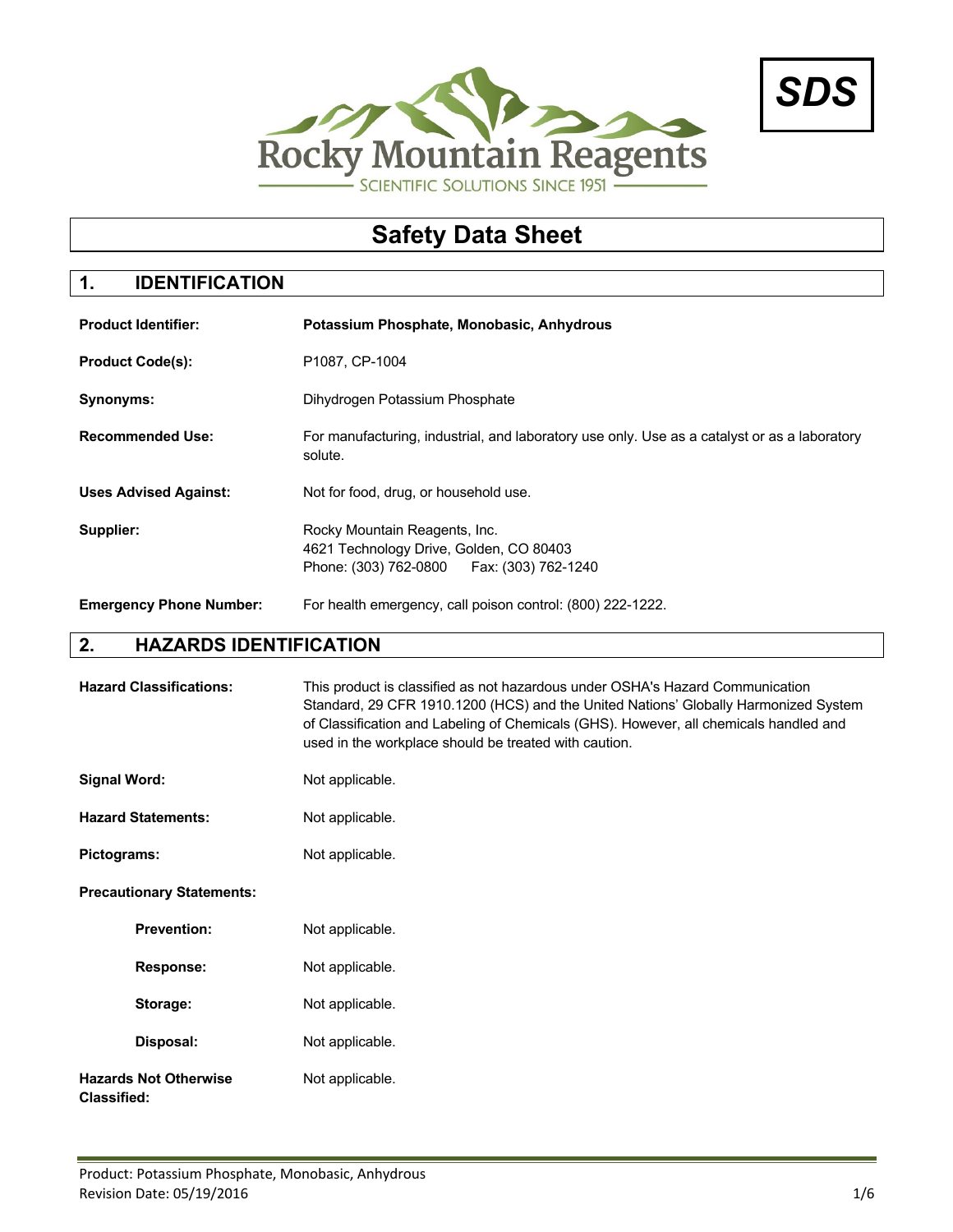Rocky Mountain Reagents

SCIENTIFIC SOLUTIONS SINCE 1951

**SDS**

# Safety Data Sheet

## 1. IDENTIFICATION

**Product Identifier:** **Potassium Phosphate, Monobasic, Anhydrous**

**Product Code(s):** P1087, CP-1004

**Synonyms:** Dihydrogen Potassium Phosphate

**Recommended Use:** For manufacturing, industrial, and laboratory use only. Use as a catalyst or as a laboratory solute.

**Uses Advised Against:** Not for food, drug, or household use.

**Supplier:** Rocky Mountain Reagents, Inc.
4621 Technology Drive, Golden, CO 80403
Phone: (303) 762-0800 Fax: (303) 762-1240

**Emergency Phone Number:** For health emergency, call poison control: (800) 222-1222.

## 2. HAZARDS IDENTIFICATION

**Hazard Classifications:** This product is classified as not hazardous under OSHA's Hazard Communication Standard, 29 CFR 1910.1200 (HCS) and the United Nations' Globally Harmonized System of Classification and Labeling of Chemicals (GHS). However, all chemicals handled and used in the workplace should be treated with caution.

**Signal Word:** Not applicable.

**Hazard Statements:** Not applicable.

**Pictograms:** Not applicable.

**Precautionary Statements:**

- **Prevention:** Not applicable.
- **Response:** Not applicable.
- **Storage:** Not applicable.
- **Disposal:** Not applicable.

**Hazards Not Otherwise Classified:** Not applicable.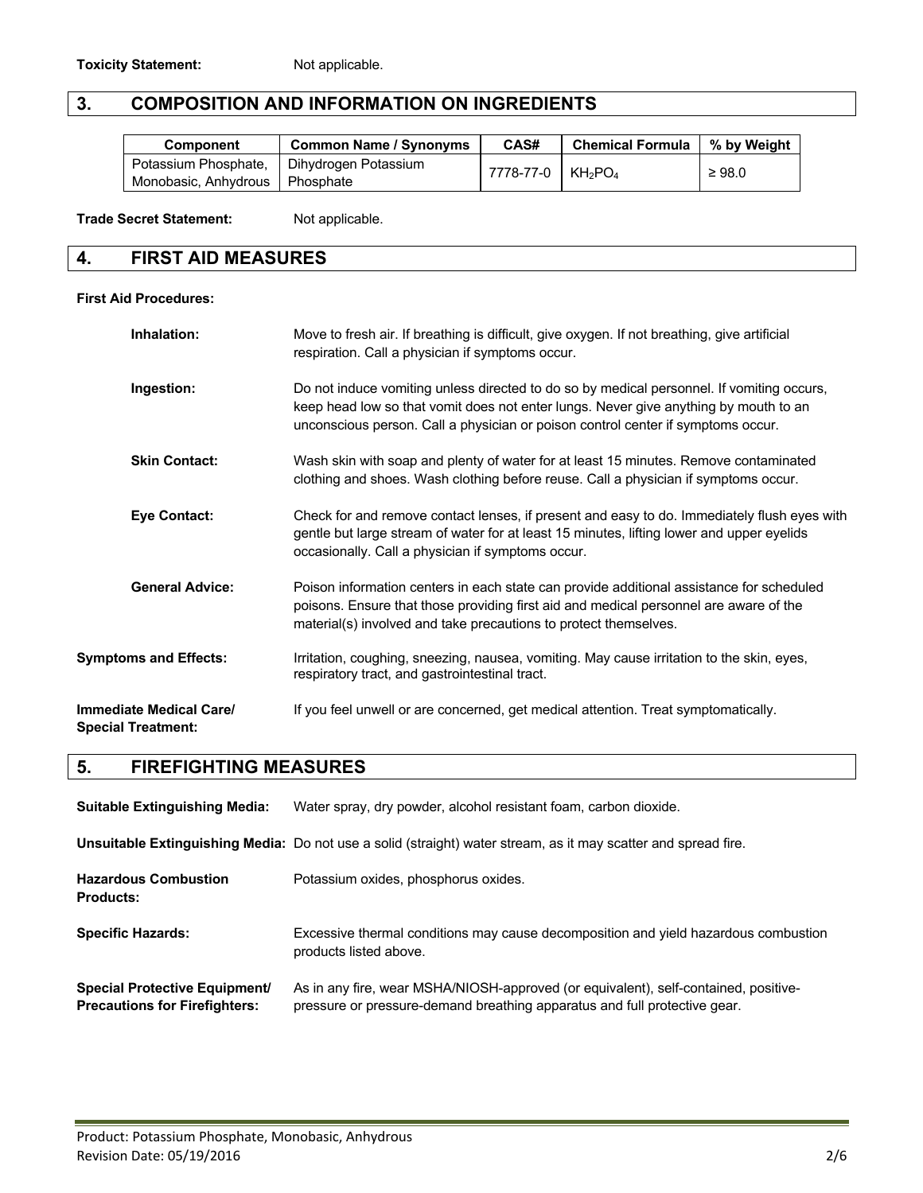**Toxicity Statement:** Not applicable.

## 3. COMPOSITION AND INFORMATION ON INGREDIENTS

| Component | Common Name / Synonyms | CAS# | Chemical Formula | % by Weight |
|---|---|---|---|---|
| Potassium Phosphate, Monobasic, Anhydrous | Dihydrogen Potassium Phosphate | 7778-77-0 | $KH_2PO_4$ | ≥ 98.0 |

**Trade Secret Statement:** Not applicable.

## 4. FIRST AID MEASURES

**First Aid Procedures:**

**Inhalation:** Move to fresh air. If breathing is difficult, give oxygen. If not breathing, give artificial respiration. Call a physician if symptoms occur.

**Ingestion:** Do not induce vomiting unless directed to do so by medical personnel. If vomiting occurs, keep head low so that vomit does not enter lungs. Never give anything by mouth to an unconscious person. Call a physician or poison control center if symptoms occur.

**Skin Contact:** Wash skin with soap and plenty of water for at least 15 minutes. Remove contaminated clothing and shoes. Wash clothing before reuse. Call a physician if symptoms occur.

**Eye Contact:** Check for and remove contact lenses, if present and easy to do. Immediately flush eyes with gentle but large stream of water for at least 15 minutes, lifting lower and upper eyelids occasionally. Call a physician if symptoms occur.

**General Advice:** Poison information centers in each state can provide additional assistance for scheduled poisons. Ensure that those providing first aid and medical personnel are aware of the material(s) involved and take precautions to protect themselves.

**Symptoms and Effects:** Irritation, coughing, sneezing, nausea, vomiting. May cause irritation to the skin, eyes, respiratory tract, and gastrointestinal tract.

**Immediate Medical Care/ Special Treatment:** If you feel unwell or are concerned, get medical attention. Treat symptomatically.

## 5. FIREFIGHTING MEASURES

**Suitable Extinguishing Media:** Water spray, dry powder, alcohol resistant foam, carbon dioxide.

**Unsuitable Extinguishing Media:** Do not use a solid (straight) water stream, as it may scatter and spread fire.

**Hazardous Combustion Products:** Potassium oxides, phosphorus oxides.

**Specific Hazards:** Excessive thermal conditions may cause decomposition and yield hazardous combustion products listed above.

**Special Protective Equipment/ Precautions for Firefighters:** As in any fire, wear MSHA/NIOSH-approved (or equivalent), self-contained, positive-pressure or pressure-demand breathing apparatus and full protective gear.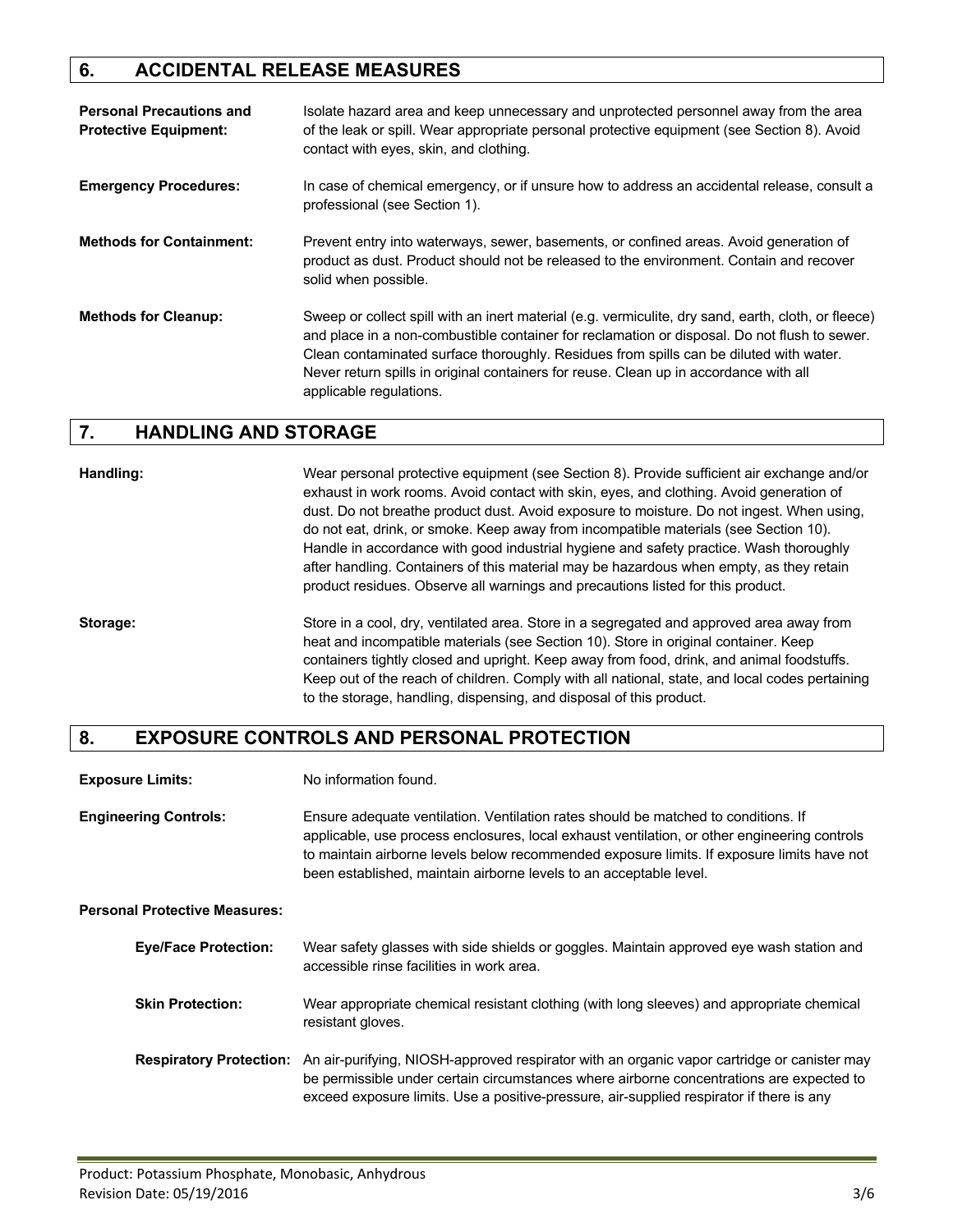## 6. ACCIDENTAL RELEASE MEASURES

**Personal Precautions and Protective Equipment:** Isolate hazard area and keep unnecessary and unprotected personnel away from the area of the leak or spill. Wear appropriate personal protective equipment (see Section 8). Avoid contact with eyes, skin, and clothing.

**Emergency Procedures:** In case of chemical emergency, or if unsure how to address an accidental release, consult a professional (see Section 1).

**Methods for Containment:** Prevent entry into waterways, sewer, basements, or confined areas. Avoid generation of product as dust. Product should not be released to the environment. Contain and recover solid when possible.

**Methods for Cleanup:** Sweep or collect spill with an inert material (e.g. vermiculite, dry sand, earth, cloth, or fleece) and place in a non-combustible container for reclamation or disposal. Do not flush to sewer. Clean contaminated surface thoroughly. Residues from spills can be diluted with water. Never return spills in original containers for reuse. Clean up in accordance with all applicable regulations.

## 7. HANDLING AND STORAGE

**Handling:** Wear personal protective equipment (see Section 8). Provide sufficient air exchange and/or exhaust in work rooms. Avoid contact with skin, eyes, and clothing. Avoid generation of dust. Do not breathe product dust. Avoid exposure to moisture. Do not ingest. When using, do not eat, drink, or smoke. Keep away from incompatible materials (see Section 10). Handle in accordance with good industrial hygiene and safety practice. Wash thoroughly after handling. Containers of this material may be hazardous when empty, as they retain product residues. Observe all warnings and precautions listed for this product.

**Storage:** Store in a cool, dry, ventilated area. Store in a segregated and approved area away from heat and incompatible materials (see Section 10). Store in original container. Keep containers tightly closed and upright. Keep away from food, drink, and animal foodstuffs. Keep out of the reach of children. Comply with all national, state, and local codes pertaining to the storage, handling, dispensing, and disposal of this product.

## 8. EXPOSURE CONTROLS AND PERSONAL PROTECTION

**Exposure Limits:** No information found.

**Engineering Controls:** Ensure adequate ventilation. Ventilation rates should be matched to conditions. If applicable, use process enclosures, local exhaust ventilation, or other engineering controls to maintain airborne levels below recommended exposure limits. If exposure limits have not been established, maintain airborne levels to an acceptable level.

**Personal Protective Measures:**

**Eye/Face Protection:** Wear safety glasses with side shields or goggles. Maintain approved eye wash station and accessible rinse facilities in work area.

**Skin Protection:** Wear appropriate chemical resistant clothing (with long sleeves) and appropriate chemical resistant gloves.

**Respiratory Protection:** An air-purifying, NIOSH-approved respirator with an organic vapor cartridge or canister may be permissible under certain circumstances where airborne concentrations are expected to exceed exposure limits. Use a positive-pressure, air-supplied respirator if there is any

Product: Potassium Phosphate, Monobasic, Anhydrous
Revision Date: 05/19/2016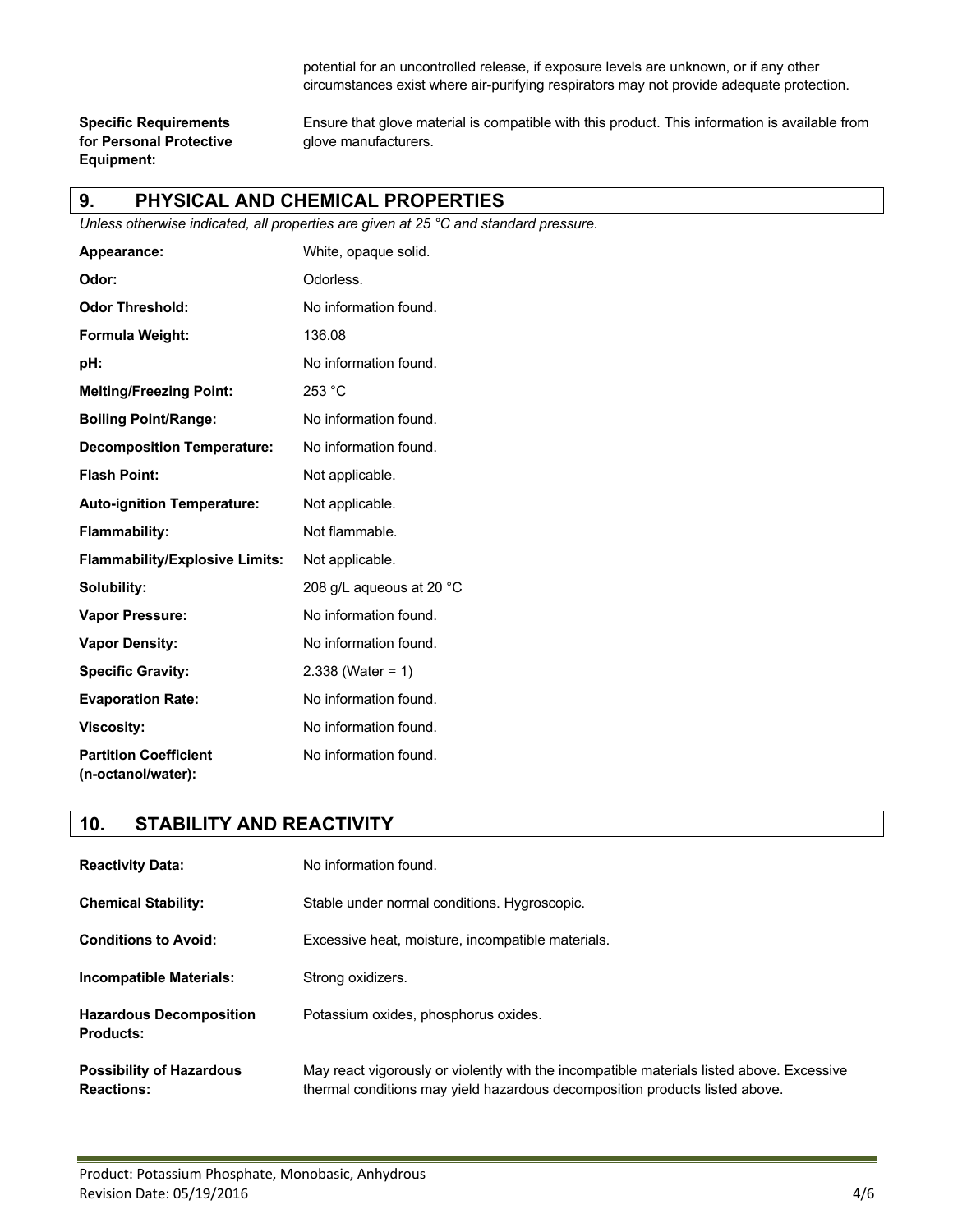potential for an uncontrolled release, if exposure levels are unknown, or if any other circumstances exist where air-purifying respirators may not provide adequate protection.

| | |
|---|---|
| **Specific Requirements for Personal Protective Equipment:** | Ensure that glove material is compatible with this product. This information is available from glove manufacturers. |

## 9. PHYSICAL AND CHEMICAL PROPERTIES

*Unless otherwise indicated, all properties are given at 25 °C and standard pressure.*

| | |
|---|---|
| **Appearance:** | White, opaque solid. |
| **Odor:** | Odorless. |
| **Odor Threshold:** | No information found. |
| **Formula Weight:** | 136.08 |
| **pH:** | No information found. |
| **Melting/Freezing Point:** | 253 °C |
| **Boiling Point/Range:** | No information found. |
| **Decomposition Temperature:** | No information found. |
| **Flash Point:** | Not applicable. |
| **Auto-ignition Temperature:** | Not applicable. |
| **Flammability:** | Not flammable. |
| **Flammability/Explosive Limits:** | Not applicable. |
| **Solubility:** | 208 g/L aqueous at 20 °C |
| **Vapor Pressure:** | No information found. |
| **Vapor Density:** | No information found. |
| **Specific Gravity:** | 2.338 (Water = 1) |
| **Evaporation Rate:** | No information found. |
| **Viscosity:** | No information found. |
| **Partition Coefficient (n-octanol/water):** | No information found. |

## 10. STABILITY AND REACTIVITY

| | |
|---|---|
| **Reactivity Data:** | No information found. |
| **Chemical Stability:** | Stable under normal conditions. Hygroscopic. |
| **Conditions to Avoid:** | Excessive heat, moisture, incompatible materials. |
| **Incompatible Materials:** | Strong oxidizers. |
| **Hazardous Decomposition Products:** | Potassium oxides, phosphorus oxides. |
| **Possibility of Hazardous Reactions:** | May react vigorously or violently with the incompatible materials listed above. Excessive thermal conditions may yield hazardous decomposition products listed above. |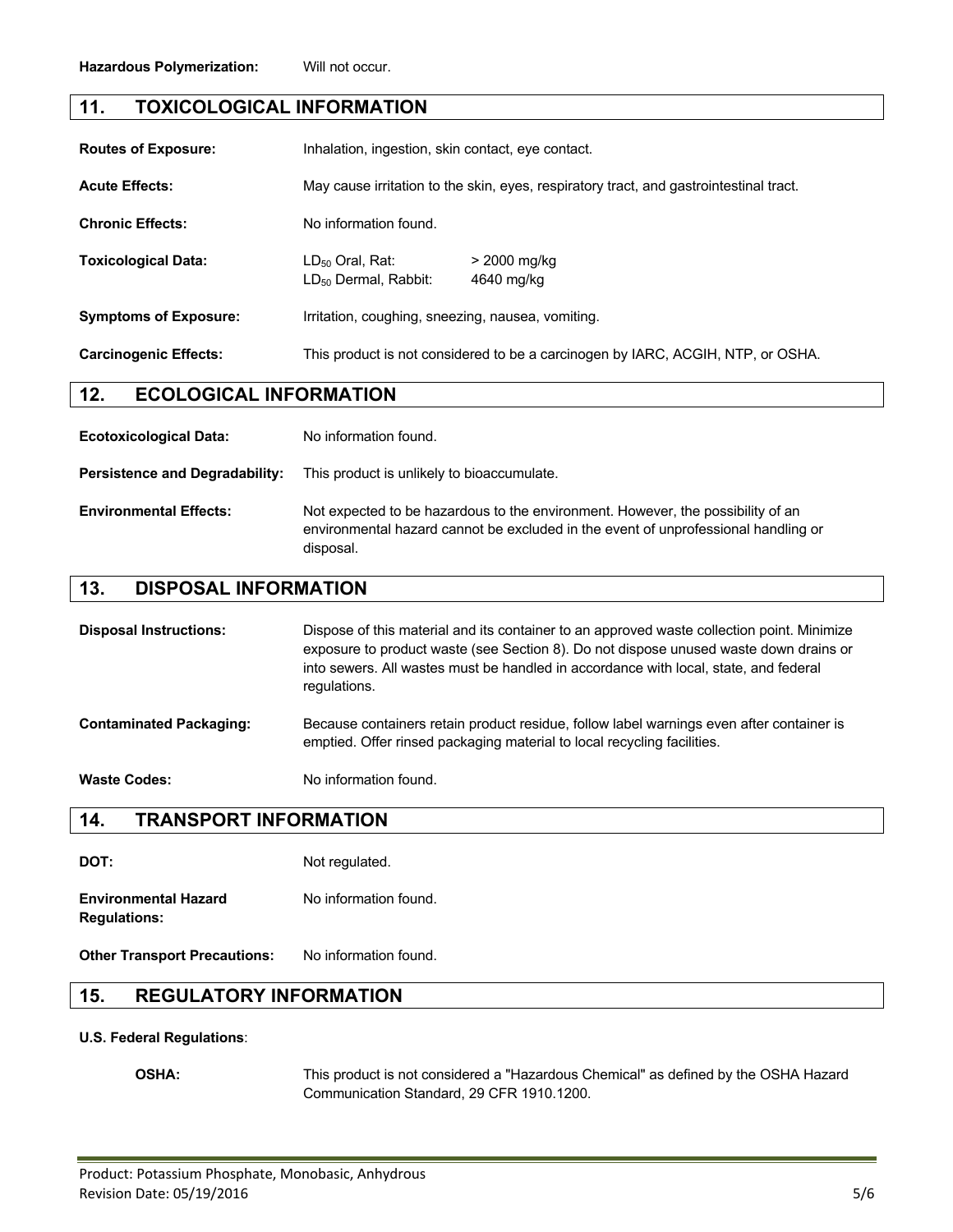**Hazardous Polymerization:** Will not occur.

## 11. TOXICOLOGICAL INFORMATION

**Routes of Exposure:** Inhalation, ingestion, skin contact, eye contact.

**Acute Effects:** May cause irritation to the skin, eyes, respiratory tract, and gastrointestinal tract.

**Chronic Effects:** No information found.

**Toxicological Data:**

| | |
|---|---|
| $LD_{50}$ Oral, Rat: | > 2000 mg/kg |
| $LD_{50}$ Dermal, Rabbit: | 4640 mg/kg |

**Symptoms of Exposure:** Irritation, coughing, sneezing, nausea, vomiting.

**Carcinogenic Effects:** This product is not considered to be a carcinogen by IARC, ACGIH, NTP, or OSHA.

## 12. ECOLOGICAL INFORMATION

**Ecotoxicological Data:** No information found.

**Persistence and Degradability:** This product is unlikely to bioaccumulate.

**Environmental Effects:** Not expected to be hazardous to the environment. However, the possibility of an environmental hazard cannot be excluded in the event of unprofessional handling or disposal.

## 13. DISPOSAL INFORMATION

**Disposal Instructions:** Dispose of this material and its container to an approved waste collection point. Minimize exposure to product waste (see Section 8). Do not dispose unused waste down drains or into sewers. All wastes must be handled in accordance with local, state, and federal regulations.

**Contaminated Packaging:** Because containers retain product residue, follow label warnings even after container is emptied. Offer rinsed packaging material to local recycling facilities.

**Waste Codes:** No information found.

## 14. TRANSPORT INFORMATION

**DOT:** Not regulated.

**Environmental Hazard Regulations:** No information found.

**Other Transport Precautions:** No information found.

## 15. REGULATORY INFORMATION

**U.S. Federal Regulations**:

**OSHA:** This product is not considered a "Hazardous Chemical" as defined by the OSHA Hazard Communication Standard, 29 CFR 1910.1200.

Product: Potassium Phosphate, Monobasic, Anhydrous
Revision Date: 05/19/2016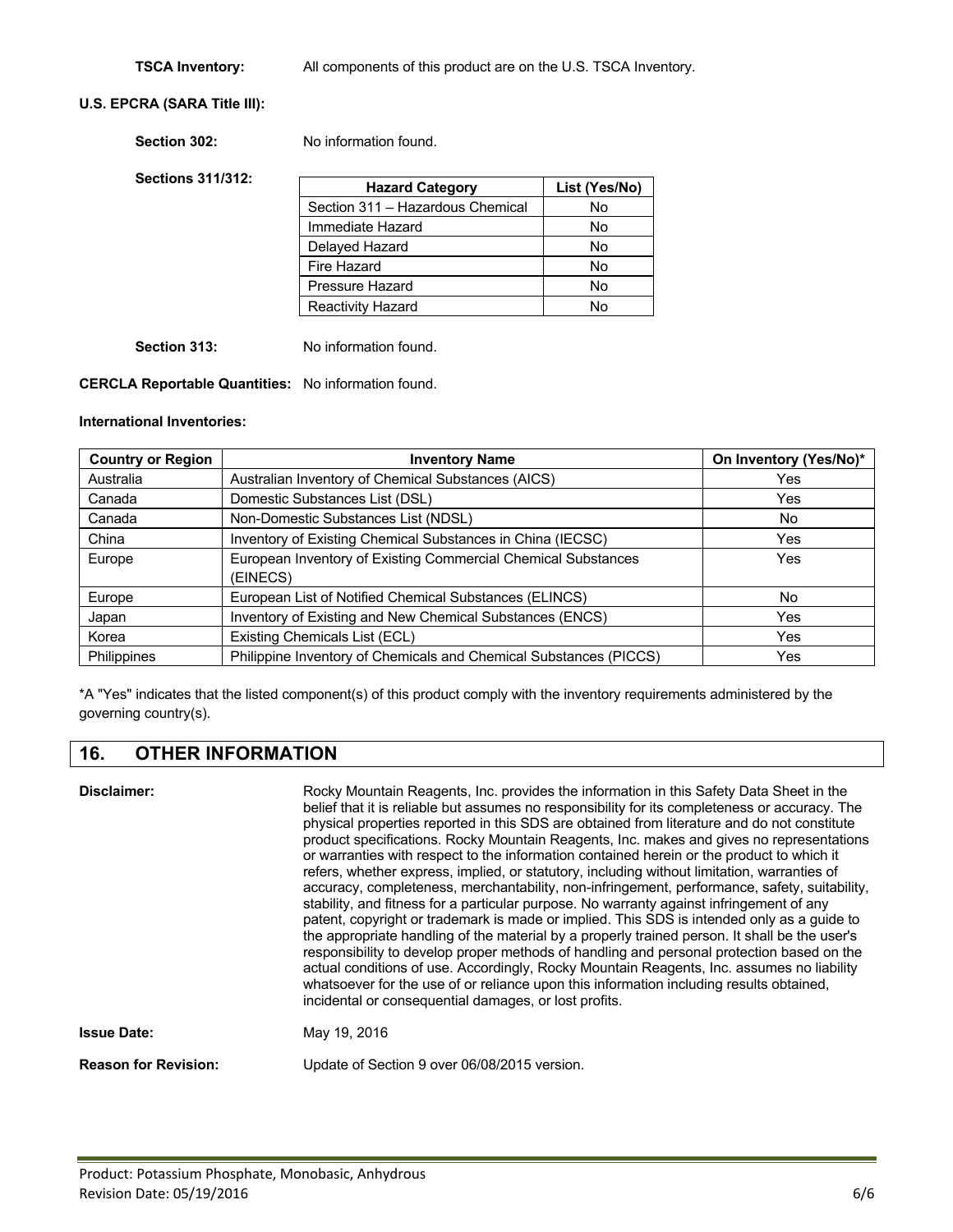**TSCA Inventory:** All components of this product are on the U.S. TSCA Inventory.

**U.S. EPCRA (SARA Title III):**

**Section 302:** No information found.

**Sections 311/312:**

| Hazard Category | List (Yes/No) |
|---|---|
| Section 311 – Hazardous Chemical | No |
| Immediate Hazard | No |
| Delayed Hazard | No |
| Fire Hazard | No |
| Pressure Hazard | No |
| Reactivity Hazard | No |

**Section 313:** No information found.

**CERCLA Reportable Quantities:** No information found.

**International Inventories:**

| Country or Region | Inventory Name | On Inventory (Yes/No)* |
|---|---|---|
| Australia | Australian Inventory of Chemical Substances (AICS) | Yes |
| Canada | Domestic Substances List (DSL) | Yes |
| Canada | Non-Domestic Substances List (NDSL) | No |
| China | Inventory of Existing Chemical Substances in China (IECSC) | Yes |
| Europe | European Inventory of Existing Commercial Chemical Substances (EINECS) | Yes |
| Europe | European List of Notified Chemical Substances (ELINCS) | No |
| Japan | Inventory of Existing and New Chemical Substances (ENCS) | Yes |
| Korea | Existing Chemicals List (ECL) | Yes |
| Philippines | Philippine Inventory of Chemicals and Chemical Substances (PICCS) | Yes |

*A "Yes" indicates that the listed component(s) of this product comply with the inventory requirements administered by the governing country(s).

## 16. OTHER INFORMATION

**Disclaimer:** Rocky Mountain Reagents, Inc. provides the information in this Safety Data Sheet in the belief that it is reliable but assumes no responsibility for its completeness or accuracy. The physical properties reported in this SDS are obtained from literature and do not constitute product specifications. Rocky Mountain Reagents, Inc. makes and gives no representations or warranties with respect to the information contained herein or the product to which it refers, whether express, implied, or statutory, including without limitation, warranties of accuracy, completeness, merchantability, non-infringement, performance, safety, suitability, stability, and fitness for a particular purpose. No warranty against infringement of any patent, copyright or trademark is made or implied. This SDS is intended only as a guide to the appropriate handling of the material by a properly trained person. It shall be the user's responsibility to develop proper methods of handling and personal protection based on the actual conditions of use. Accordingly, Rocky Mountain Reagents, Inc. assumes no liability whatsoever for the use of or reliance upon this information including results obtained, incidental or consequential damages, or lost profits.

**Issue Date:** May 19, 2016

**Reason for Revision:** Update of Section 9 over 06/08/2015 version.